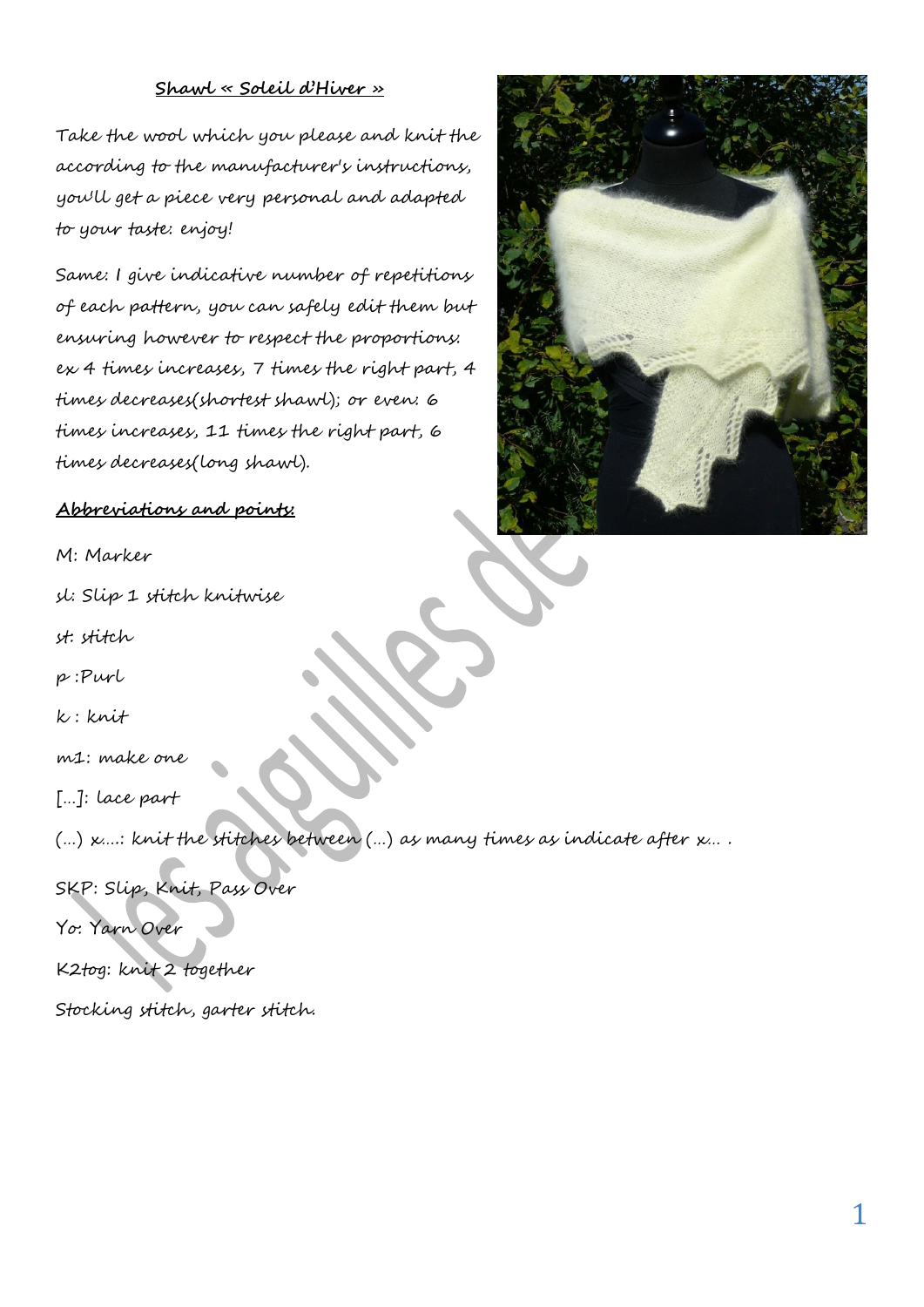## Shawl « Soleil d'Hiver »

Take the wool which you please and knit the according to the manufacturer's instructions, you'll get a piece very personal and adapted to your taste: enjoy!

Same: I give indicative number of repetitions of each pattern, you can safely edit them but ensuring however to respect the proportions: ex 4 times increases, 7 times the right part, 4 times decreases(shortest shawl); or even: 6 times increases, 11 times the right part, 6 times decreases(long shawl).

### Abbreviations and points:

M: Marker

sl: Slip 1 stitch knitwise

st: stitch

p :Purl

k : knit

m1: make one

[...]: lace part

(...) x....: knit the stitches between (...) as many times as indicate after x... .

SKP: Slip, Knit, Pass Over

Yo: Yarn Over

K2tog: knit 2 together

Stocking stitch, garter stitch.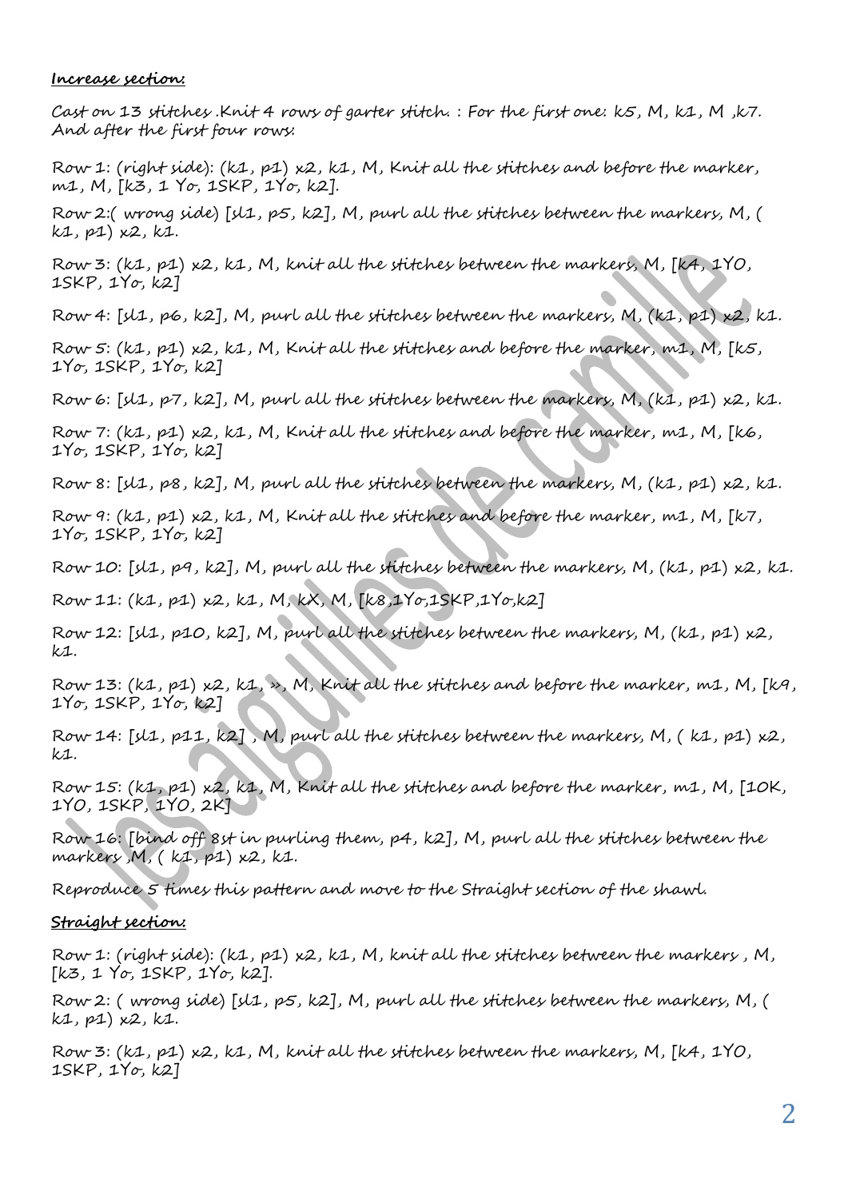**Increase section:**

Cast on 13 stitches .Knit 4 rows of garter stitch. : For the first one: k5, M, k1, M ,k7. And after the first four rows:

Row 1: (right side): (k1, p1) x2, k1, M, Knit all the stitches and before the marker, m1, M, [k3, 1 Yo, 1SKP, 1Yo, k2].

Row 2:( wrong side) [sl1, p5, k2], M, purl all the stitches between the markers, M, ( k1, p1) x2, k1.

Row 3: (k1, p1) x2, k1, M, knit all the stitches between the markers, M, [k4, 1YO, 1SKP, 1Yo, k2]

Row 4: [sl1, p6, k2], M, purl all the stitches between the markers, M, (k1, p1) x2, k1.

Row 5: (k1, p1) x2, k1, M, Knit all the stitches and before the marker, m1, M, [k5, 1Yo, 1SKP, 1Yo, k2]

Row 6: [sl1, p7, k2], M, purl all the stitches between the markers, M, (k1, p1) x2, k1.

Row 7: (k1, p1) x2, k1, M, Knit all the stitches and before the marker, m1, M, [k6, 1Yo, 1SKP, 1Yo, k2]

Row 8: [sl1, p8, k2], M, purl all the stitches between the markers, M, (k1, p1) x2, k1.

Row 9: (k1, p1) x2, k1, M, Knit all the stitches and before the marker, m1, M, [k7, 1Yo, 1SKP, 1Yo, k2]

Row 10: [sl1, p9, k2], M, purl all the stitches between the markers, M, (k1, p1) x2, k1.

Row 11: (k1, p1) x2, k1, M, kX, M, [k8,1Yo,1SKP,1Yo,k2]

Row 12: [sl1, p10, k2], M, purl all the stitches between the markers, M, (k1, p1) x2, k1.

Row 13: (k1, p1) x2, k1, », M, Knit all the stitches and before the marker, m1, M, [k9, 1Yo, 1SKP, 1Yo, k2]

Row 14: [sl1, p11, k2] , M, purl all the stitches between the markers, M, ( k1, p1) x2, k1.

Row 15: (k1, p1) x2, k1, M, Knit all the stitches and before the marker, m1, M, [10K, 1YO, 1SKP, 1YO, 2K]

Row 16: [bind off 8st in purling them, p4, k2], M, purl all the stitches between the markers ,M, ( k1, p1) x2, k1.

Reproduce 5 times this pattern and move to the Straight section of the shawl.

**Straight section:**

Row 1: (right side): (k1, p1) x2, k1, M, knit all the stitches between the markers , M, [k3, 1 Yo, 1SKP, 1Yo, k2].

Row 2: ( wrong side) [sl1, p5, k2], M, purl all the stitches between the markers, M, ( k1, p1) x2, k1.

Row 3: (k1, p1) x2, k1, M, knit all the stitches between the markers, M, [k4, 1YO, 1SKP, 1Yo, k2]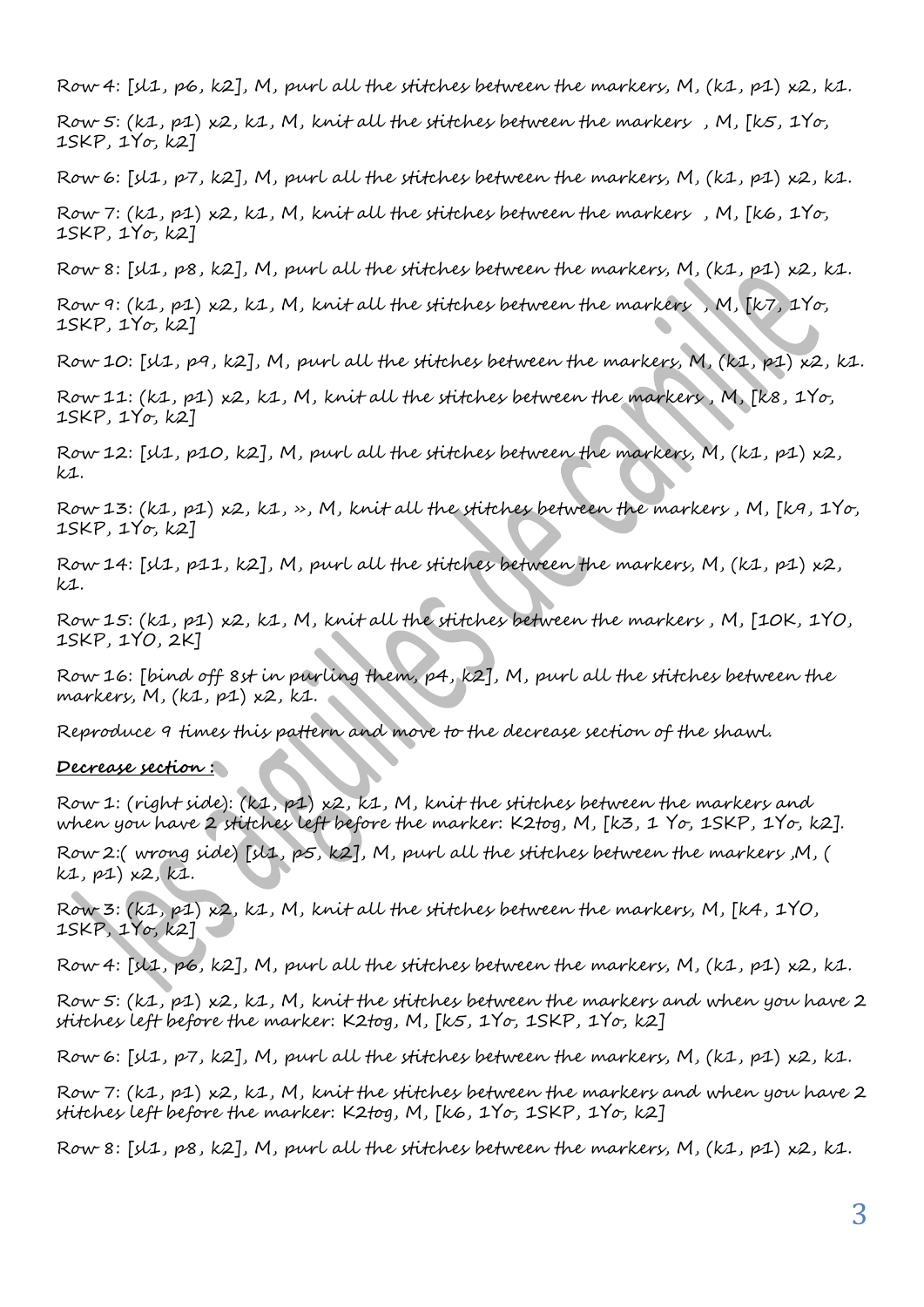Row 4: [sl1, p6, k2], M, purl all the stitches between the markers, M, (k1, p1) x2, k1.

Row 5: (k1, p1) x2, k1, M, knit all the stitches between the markers , M, [k5, 1Yo, 1SKP, 1Yo, k2]

Row 6: [sl1, p7, k2], M, purl all the stitches between the markers, M, (k1, p1) x2, k1.

Row 7: (k1, p1) x2, k1, M, knit all the stitches between the markers , M, [k6, 1Yo, 1SKP, 1Yo, k2]

Row 8: [sl1, p8, k2], M, purl all the stitches between the markers, M, (k1, p1) x2, k1.

Row 9: (k1, p1) x2, k1, M, knit all the stitches between the markers , M, [k7, 1Yo, 1SKP, 1Yo, k2]

Row 10: [sl1, p9, k2], M, purl all the stitches between the markers, M, (k1, p1) x2, k1.

Row 11: (k1, p1) x2, k1, M, knit all the stitches between the markers , M, [k8, 1Yo, 1SKP, 1Yo, k2]

Row 12: [sl1, p10, k2], M, purl all the stitches between the markers, M, (k1, p1) x2, k1.

Row 13: (k1, p1) x2, k1, », M, knit all the stitches between the markers , M, [k9, 1Yo, 1SKP, 1Yo, k2]

Row 14: [sl1, p11, k2], M, purl all the stitches between the markers, M, (k1, p1) x2, k1.

Row 15: (k1, p1) x2, k1, M, knit all the stitches between the markers , M, [10K, 1YO, 1SKP, 1YO, 2K]

Row 16: [bind off 8st in purling them, p4, k2], M, purl all the stitches between the markers, M, (k1, p1) x2, k1.

Reproduce 9 times this pattern and move to the decrease section of the shawl.

**Decrease section :**

Row 1: (right side): (k1, p1) x2, k1, M, knit the stitches between the markers and when you have 2 stitches left before the marker: K2tog, M, [k3, 1 Yo, 1SKP, 1Yo, k2].

Row 2:( wrong side) [sl1, p5, k2], M, purl all the stitches between the markers ,M, ( k1, p1) x2, k1.

Row 3: (k1, p1) x2, k1, M, knit all the stitches between the markers, M, [k4, 1YO, 1SKP, 1Yo, k2]

Row 4: [sl1, p6, k2], M, purl all the stitches between the markers, M, (k1, p1) x2, k1.

Row 5: (k1, p1) x2, k1, M, knit the stitches between the markers and when you have 2 stitches left before the marker: K2tog, M, [k5, 1Yo, 1SKP, 1Yo, k2]

Row 6: [sl1, p7, k2], M, purl all the stitches between the markers, M, (k1, p1) x2, k1.

Row 7: (k1, p1) x2, k1, M, knit the stitches between the markers and when you have 2 stitches left before the marker: K2tog, M, [k6, 1Yo, 1SKP, 1Yo, k2]

Row 8: [sl1, p8, k2], M, purl all the stitches between the markers, M, (k1, p1) x2, k1.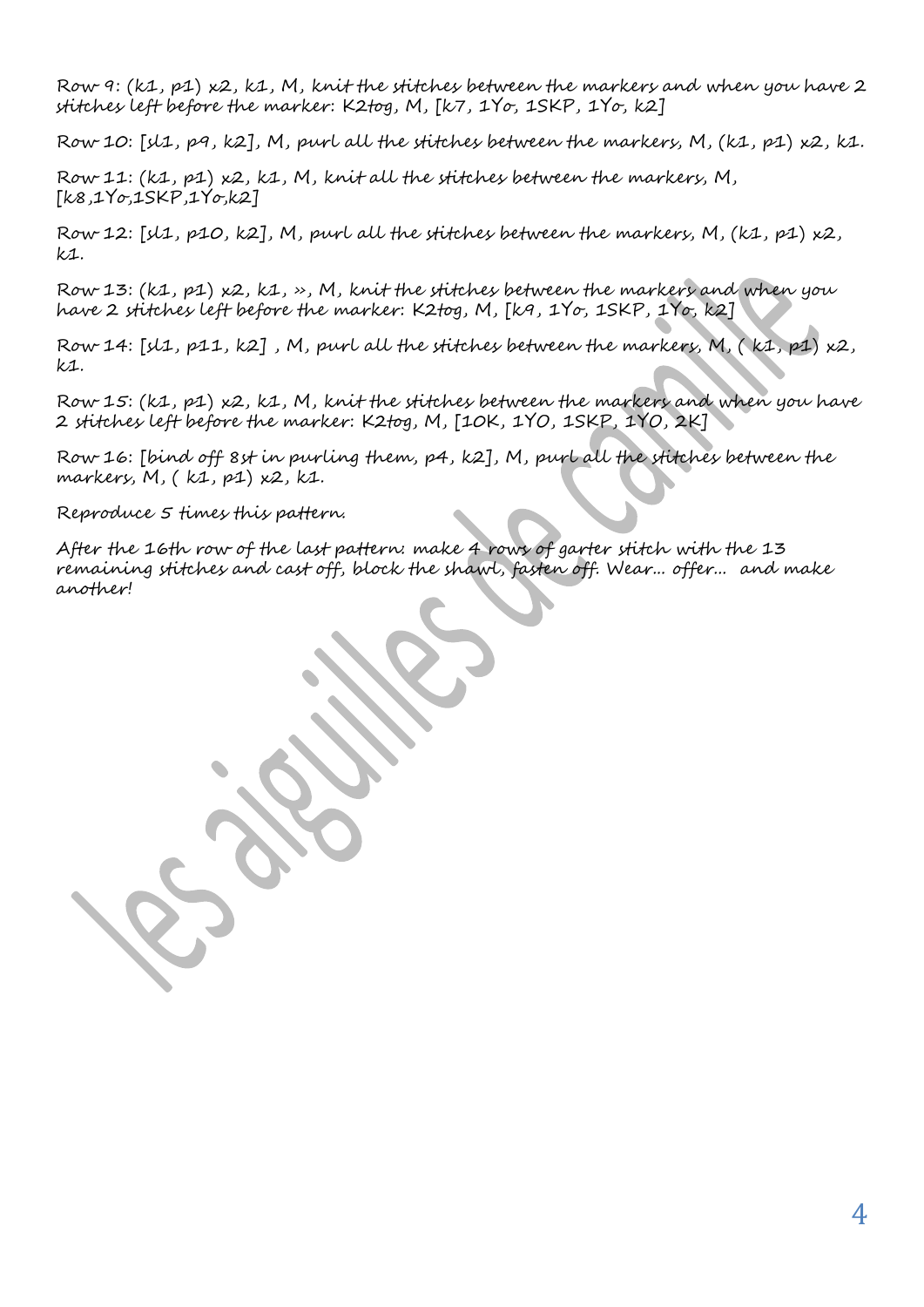Row 9: (k1, p1) x2, k1, M, knit the stitches between the markers and when you have 2 stitches left before the marker: K2tog, M, [k7, 1Yo, 1SKP, 1Yo, k2]

Row 10: [sl1, p9, k2], M, purl all the stitches between the markers, M, (k1, p1) x2, k1.

Row 11: (k1, p1) x2, k1, M, knit all the stitches between the markers, M, [k8,1Yo,1SKP,1Yo,k2]

Row 12: [sl1, p10, k2], M, purl all the stitches between the markers, M, (k1, p1) x2, k1.

Row 13: (k1, p1) x2, k1, », M, knit the stitches between the markers and when you have 2 stitches left before the marker: K2tog, M, [k9, 1Yo, 1SKP, 1Yo, k2]

Row 14: [sl1, p11, k2] , M, purl all the stitches between the markers, M, ( k1, p1) x2, k1.

Row 15: (k1, p1) x2, k1, M, knit the stitches between the markers and when you have 2 stitches left before the marker: K2tog, M, [10K, 1YO, 1SKP, 1YO, 2K]

Row 16: [bind off 8st in purling them, p4, k2], M, purl all the stitches between the markers, M, ( k1, p1) x2, k1.

Reproduce 5 times this pattern.

After the 16th row of the last pattern: make 4 rows of garter stitch with the 13 remaining stitches and cast off, block the shawl, fasten off. Wear… offer… and make another!